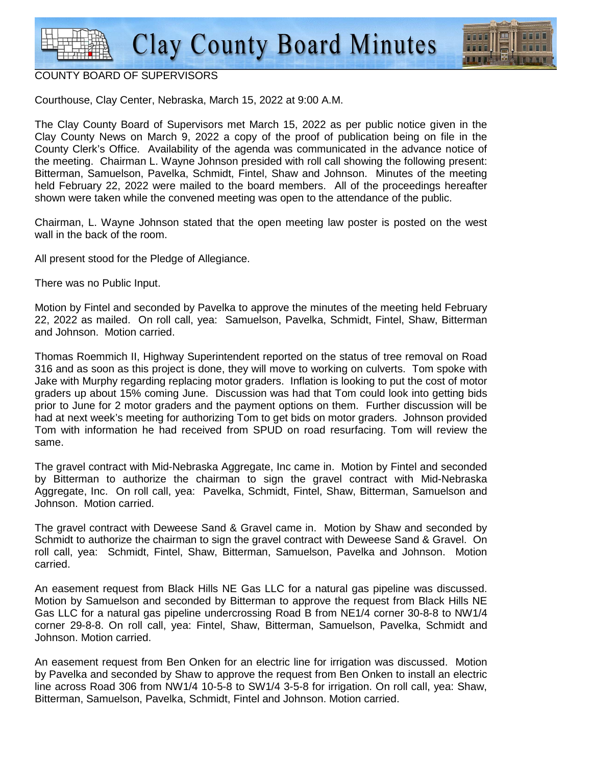# Clay County Board Minutes

COUNTY BOARD OF SUPERVISORS

Courthouse, Clay Center, Nebraska, March 15, 2022 at 9:00 A.M.

The Clay County Board of Supervisors met March 15, 2022 as per public notice given in the Clay County News on March 9, 2022 a copy of the proof of publication being on file in the County Clerk's Office. Availability of the agenda was communicated in the advance notice of the meeting. Chairman L. Wayne Johnson presided with roll call showing the following present: Bitterman, Samuelson, Pavelka, Schmidt, Fintel, Shaw and Johnson. Minutes of the meeting held February 22, 2022 were mailed to the board members. All of the proceedings hereafter shown were taken while the convened meeting was open to the attendance of the public.

Chairman, L. Wayne Johnson stated that the open meeting law poster is posted on the west wall in the back of the room.

All present stood for the Pledge of Allegiance.

There was no Public Input.

Motion by Fintel and seconded by Pavelka to approve the minutes of the meeting held February 22, 2022 as mailed. On roll call, yea: Samuelson, Pavelka, Schmidt, Fintel, Shaw, Bitterman and Johnson. Motion carried.

Thomas Roemmich II, Highway Superintendent reported on the status of tree removal on Road 316 and as soon as this project is done, they will move to working on culverts. Tom spoke with Jake with Murphy regarding replacing motor graders. Inflation is looking to put the cost of motor graders up about 15% coming June. Discussion was had that Tom could look into getting bids prior to June for 2 motor graders and the payment options on them. Further discussion will be had at next week's meeting for authorizing Tom to get bids on motor graders. Johnson provided Tom with information he had received from SPUD on road resurfacing. Tom will review the same.

The gravel contract with Mid-Nebraska Aggregate, Inc came in. Motion by Fintel and seconded by Bitterman to authorize the chairman to sign the gravel contract with Mid-Nebraska Aggregate, Inc. On roll call, yea: Pavelka, Schmidt, Fintel, Shaw, Bitterman, Samuelson and Johnson. Motion carried.

The gravel contract with Deweese Sand & Gravel came in. Motion by Shaw and seconded by Schmidt to authorize the chairman to sign the gravel contract with Deweese Sand & Gravel. On roll call, yea: Schmidt, Fintel, Shaw, Bitterman, Samuelson, Pavelka and Johnson. Motion carried.

An easement request from Black Hills NE Gas LLC for a natural gas pipeline was discussed. Motion by Samuelson and seconded by Bitterman to approve the request from Black Hills NE Gas LLC for a natural gas pipeline undercrossing Road B from NE1/4 corner 30-8-8 to NW1/4 corner 29-8-8. On roll call, yea: Fintel, Shaw, Bitterman, Samuelson, Pavelka, Schmidt and Johnson. Motion carried.

An easement request from Ben Onken for an electric line for irrigation was discussed. Motion by Pavelka and seconded by Shaw to approve the request from Ben Onken to install an electric line across Road 306 from NW1/4 10-5-8 to SW1/4 3-5-8 for irrigation. On roll call, yea: Shaw, Bitterman, Samuelson, Pavelka, Schmidt, Fintel and Johnson. Motion carried.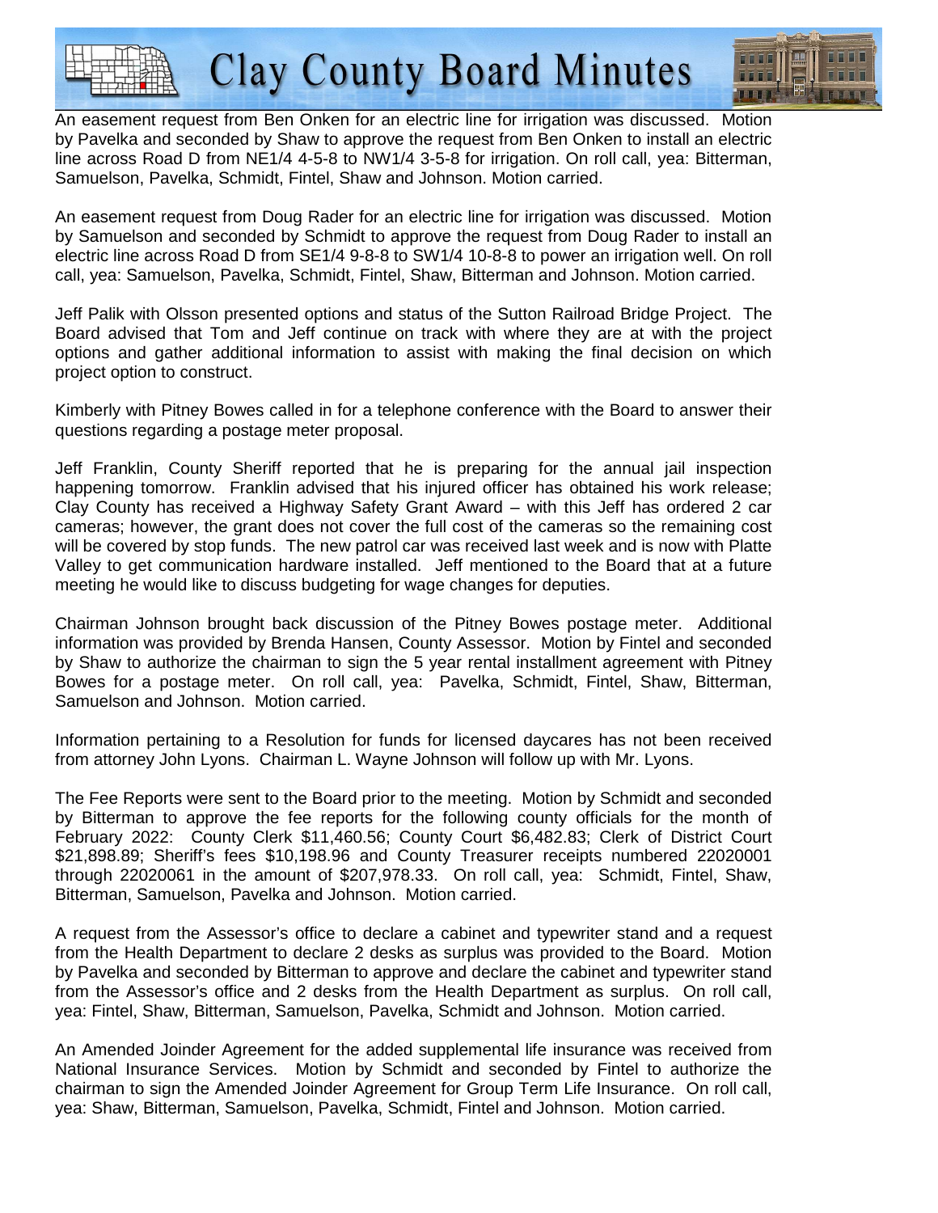An easement request from Ben Onken for an electric line for irrigation was discussed. Motion by Pavelka and seconded by Shaw to approve the request from Ben Onken to install an electric line across Road D from NE1/4 4-5-8 to NW1/4 3-5-8 for irrigation. On roll call, yea: Bitterman, Samuelson, Pavelka, Schmidt, Fintel, Shaw and Johnson. Motion carried.

An easement request from Doug Rader for an electric line for irrigation was discussed. Motion by Samuelson and seconded by Schmidt to approve the request from Doug Rader to install an electric line across Road D from SE1/4 9-8-8 to SW1/4 10-8-8 to power an irrigation well. On roll call, yea: Samuelson, Pavelka, Schmidt, Fintel, Shaw, Bitterman and Johnson. Motion carried.

Jeff Palik with Olsson presented options and status of the Sutton Railroad Bridge Project. The Board advised that Tom and Jeff continue on track with where they are at with the project options and gather additional information to assist with making the final decision on which project option to construct.

Kimberly with Pitney Bowes called in for a telephone conference with the Board to answer their questions regarding a postage meter proposal.

Jeff Franklin, County Sheriff reported that he is preparing for the annual jail inspection happening tomorrow. Franklin advised that his injured officer has obtained his work release; Clay County has received a Highway Safety Grant Award – with this Jeff has ordered 2 car cameras; however, the grant does not cover the full cost of the cameras so the remaining cost will be covered by stop funds. The new patrol car was received last week and is now with Platte Valley to get communication hardware installed. Jeff mentioned to the Board that at a future meeting he would like to discuss budgeting for wage changes for deputies.

Chairman Johnson brought back discussion of the Pitney Bowes postage meter. Additional information was provided by Brenda Hansen, County Assessor. Motion by Fintel and seconded by Shaw to authorize the chairman to sign the 5 year rental installment agreement with Pitney Bowes for a postage meter. On roll call, yea: Pavelka, Schmidt, Fintel, Shaw, Bitterman, Samuelson and Johnson. Motion carried.

Information pertaining to a Resolution for funds for licensed daycares has not been received from attorney John Lyons. Chairman L. Wayne Johnson will follow up with Mr. Lyons.

The Fee Reports were sent to the Board prior to the meeting. Motion by Schmidt and seconded by Bitterman to approve the fee reports for the following county officials for the month of February 2022: County Clerk $11,460.56; County Court $6,482.83; Clerk of District Court $21,898.89; Sheriff's fees $10,198.96 and County Treasurer receipts numbered 22020001 through 22020061 in the amount of $207,978.33. On roll call, yea: Schmidt, Fintel, Shaw, Bitterman, Samuelson, Pavelka and Johnson. Motion carried.

A request from the Assessor's office to declare a cabinet and typewriter stand and a request from the Health Department to declare 2 desks as surplus was provided to the Board. Motion by Pavelka and seconded by Bitterman to approve and declare the cabinet and typewriter stand from the Assessor's office and 2 desks from the Health Department as surplus. On roll call, yea: Fintel, Shaw, Bitterman, Samuelson, Pavelka, Schmidt and Johnson. Motion carried.

An Amended Joinder Agreement for the added supplemental life insurance was received from National Insurance Services. Motion by Schmidt and seconded by Fintel to authorize the chairman to sign the Amended Joinder Agreement for Group Term Life Insurance. On roll call, yea: Shaw, Bitterman, Samuelson, Pavelka, Schmidt, Fintel and Johnson. Motion carried.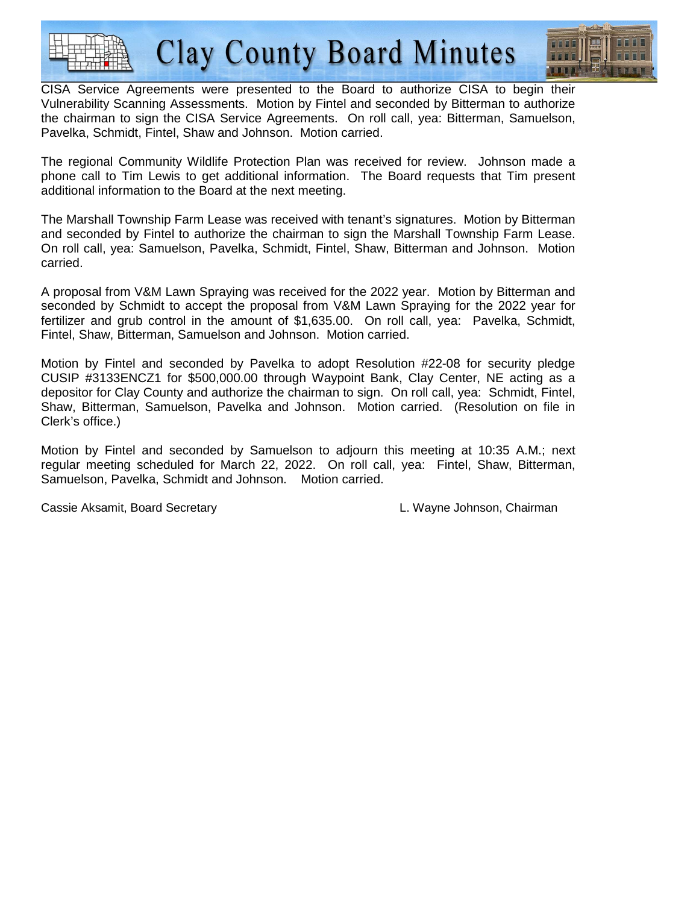CISA Service Agreements were presented to the Board to authorize CISA to begin their Vulnerability Scanning Assessments. Motion by Fintel and seconded by Bitterman to authorize the chairman to sign the CISA Service Agreements. On roll call, yea: Bitterman, Samuelson, Pavelka, Schmidt, Fintel, Shaw and Johnson. Motion carried.

The regional Community Wildlife Protection Plan was received for review. Johnson made a phone call to Tim Lewis to get additional information. The Board requests that Tim present additional information to the Board at the next meeting.

The Marshall Township Farm Lease was received with tenant's signatures. Motion by Bitterman and seconded by Fintel to authorize the chairman to sign the Marshall Township Farm Lease. On roll call, yea: Samuelson, Pavelka, Schmidt, Fintel, Shaw, Bitterman and Johnson. Motion carried.

A proposal from V&M Lawn Spraying was received for the 2022 year. Motion by Bitterman and seconded by Schmidt to accept the proposal from V&M Lawn Spraying for the 2022 year for fertilizer and grub control in the amount of $1,635.00. On roll call, yea: Pavelka, Schmidt, Fintel, Shaw, Bitterman, Samuelson and Johnson. Motion carried.

Motion by Fintel and seconded by Pavelka to adopt Resolution #22-08 for security pledge CUSIP #3133ENCZ1 for $500,000.00 through Waypoint Bank, Clay Center, NE acting as a depositor for Clay County and authorize the chairman to sign. On roll call, yea: Schmidt, Fintel, Shaw, Bitterman, Samuelson, Pavelka and Johnson. Motion carried. (Resolution on file in Clerk's office.)

Motion by Fintel and seconded by Samuelson to adjourn this meeting at 10:35 A.M.; next regular meeting scheduled for March 22, 2022. On roll call, yea: Fintel, Shaw, Bitterman, Samuelson, Pavelka, Schmidt and Johnson. Motion carried.

Cassie Aksamit, Board Secretary

L. Wayne Johnson, Chairman